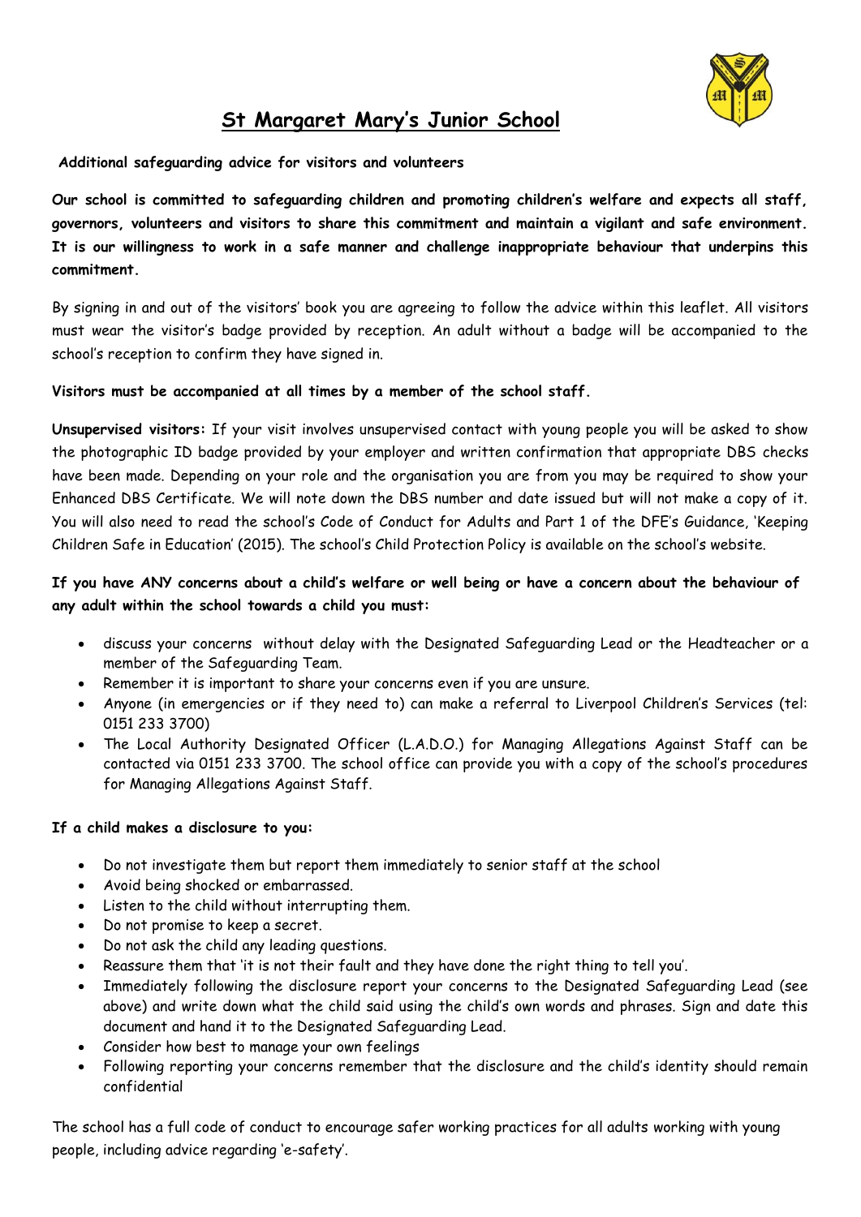# St Margaret Mary's Junior School

**Additional safeguarding advice for visitors and volunteers**

**Our school is committed to safeguarding children and promoting children's welfare and expects all staff, governors, volunteers and visitors to share this commitment and maintain a vigilant and safe environment. It is our willingness to work in a safe manner and challenge inappropriate behaviour that underpins this commitment.**

By signing in and out of the visitors' book you are agreeing to follow the advice within this leaflet. All visitors must wear the visitor's badge provided by reception. An adult without a badge will be accompanied to the school's reception to confirm they have signed in.

**Visitors must be accompanied at all times by a member of the school staff.**

**Unsupervised visitors:** If your visit involves unsupervised contact with young people you will be asked to show the photographic ID badge provided by your employer and written confirmation that appropriate DBS checks have been made. Depending on your role and the organisation you are from you may be required to show your Enhanced DBS Certificate. We will note down the DBS number and date issued but will not make a copy of it. You will also need to read the school's Code of Conduct for Adults and Part 1 of the DFE's Guidance, 'Keeping Children Safe in Education' (2015). The school's Child Protection Policy is available on the school's website.

**If you have ANY concerns about a child's welfare or well being or have a concern about the behaviour of any adult within the school towards a child you must:**

- discuss your concerns without delay with the Designated Safeguarding Lead or the Headteacher or a member of the Safeguarding Team.
- Remember it is important to share your concerns even if you are unsure.
- Anyone (in emergencies or if they need to) can make a referral to Liverpool Children's Services (tel: 0151 233 3700)
- The Local Authority Designated Officer (L.A.D.O.) for Managing Allegations Against Staff can be contacted via 0151 233 3700. The school office can provide you with a copy of the school's procedures for Managing Allegations Against Staff.

**If a child makes a disclosure to you:**

- Do not investigate them but report them immediately to senior staff at the school
- Avoid being shocked or embarrassed.
- Listen to the child without interrupting them.
- Do not promise to keep a secret.
- Do not ask the child any leading questions.
- Reassure them that 'it is not their fault and they have done the right thing to tell you'.
- Immediately following the disclosure report your concerns to the Designated Safeguarding Lead (see above) and write down what the child said using the child's own words and phrases. Sign and date this document and hand it to the Designated Safeguarding Lead.
- Consider how best to manage your own feelings
- Following reporting your concerns remember that the disclosure and the child's identity should remain confidential

The school has a full code of conduct to encourage safer working practices for all adults working with young people, including advice regarding 'e-safety'.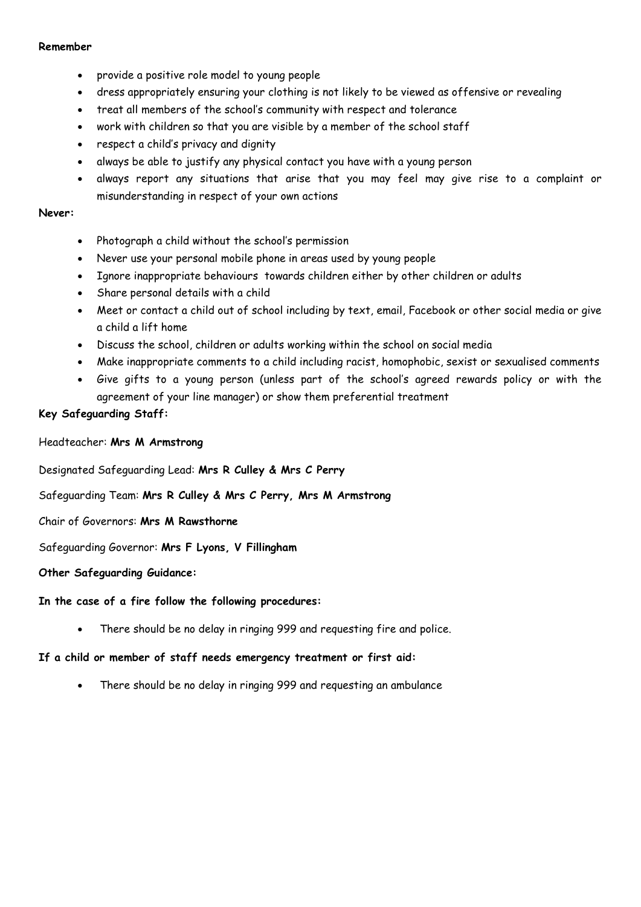**Remember**

- provide a positive role model to young people
- dress appropriately ensuring your clothing is not likely to be viewed as offensive or revealing
- treat all members of the school's community with respect and tolerance
- work with children so that you are visible by a member of the school staff
- respect a child's privacy and dignity
- always be able to justify any physical contact you have with a young person
- always report any situations that arise that you may feel may give rise to a complaint or misunderstanding in respect of your own actions

**Never:**

- Photograph a child without the school's permission
- Never use your personal mobile phone in areas used by young people
- Ignore inappropriate behaviours towards children either by other children or adults
- Share personal details with a child
- Meet or contact a child out of school including by text, email, Facebook or other social media or give a child a lift home
- Discuss the school, children or adults working within the school on social media
- Make inappropriate comments to a child including racist, homophobic, sexist or sexualised comments
- Give gifts to a young person (unless part of the school's agreed rewards policy or with the agreement of your line manager) or show them preferential treatment

**Key Safeguarding Staff:**

Headteacher: **Mrs M Armstrong**

Designated Safeguarding Lead: **Mrs R Culley & Mrs C Perry**

Safeguarding Team: **Mrs R Culley & Mrs C Perry, Mrs M Armstrong**

Chair of Governors: **Mrs M Rawsthorne**

Safeguarding Governor: **Mrs F Lyons, V Fillingham**

**Other Safeguarding Guidance:**

**In the case of a fire follow the following procedures:**

- There should be no delay in ringing 999 and requesting fire and police.

**If a child or member of staff needs emergency treatment or first aid:**

- There should be no delay in ringing 999 and requesting an ambulance